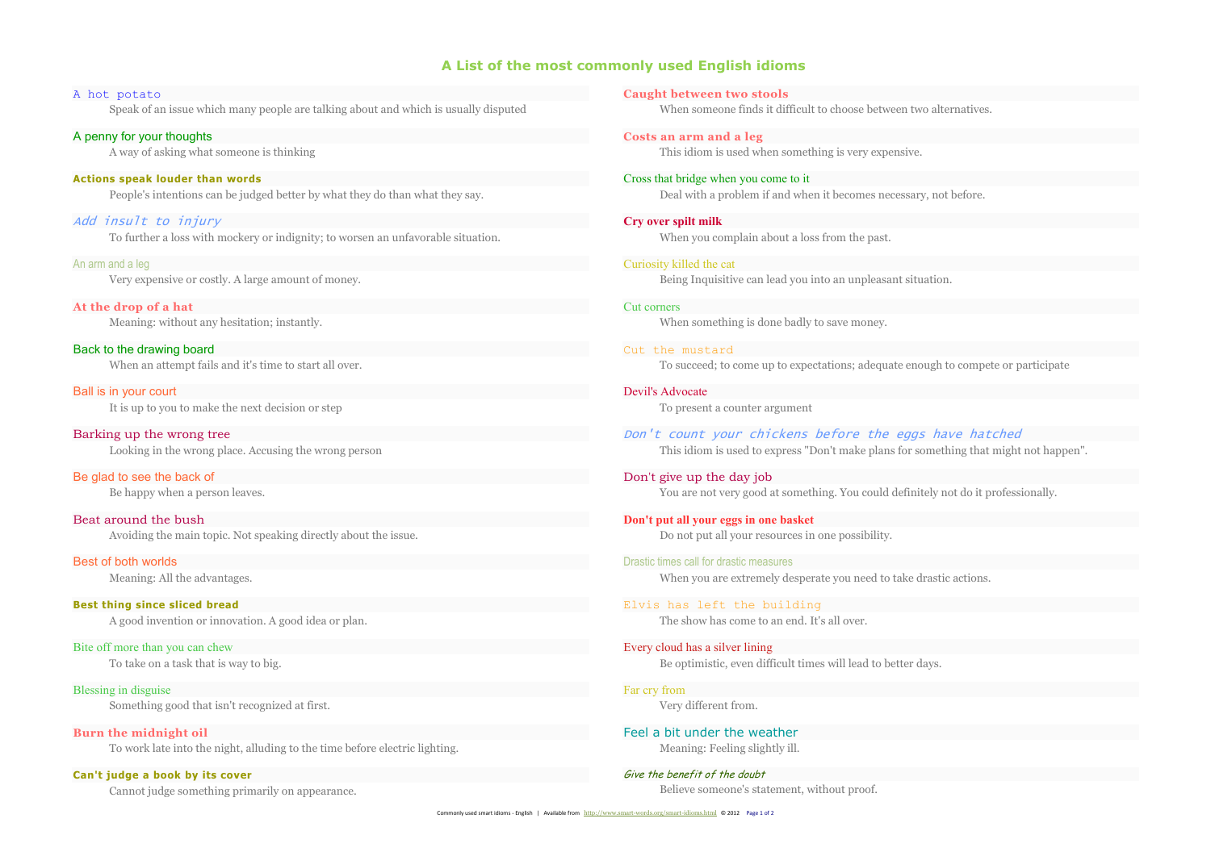# A List of the most commonly used English idioms

**A hot potato**
Speak of an issue which many people are talking about and which is usually disputed

**A penny for your thoughts**
A way of asking what someone is thinking

**Actions speak louder than words**
People's intentions can be judged better by what they do than what they say.

**Add insult to injury**
To further a loss with mockery or indignity; to worsen an unfavorable situation.

**An arm and a leg**
Very expensive or costly. A large amount of money.

**At the drop of a hat**
Meaning: without any hesitation; instantly.

**Back to the drawing board**
When an attempt fails and it's time to start all over.

**Ball is in your court**
It is up to you to make the next decision or step

**Barking up the wrong tree**
Looking in the wrong place. Accusing the wrong person

**Be glad to see the back of**
Be happy when a person leaves.

**Beat around the bush**
Avoiding the main topic. Not speaking directly about the issue.

**Best of both worlds**
Meaning: All the advantages.

**Best thing since sliced bread**
A good invention or innovation. A good idea or plan.

**Bite off more than you can chew**
To take on a task that is way to big.

**Blessing in disguise**
Something good that isn't recognized at first.

**Burn the midnight oil**
To work late into the night, alluding to the time before electric lighting.

**Can't judge a book by its cover**
Cannot judge something primarily on appearance.

**Caught between two stools**
When someone finds it difficult to choose between two alternatives.

**Costs an arm and a leg**
This idiom is used when something is very expensive.

**Cross that bridge when you come to it**
Deal with a problem if and when it becomes necessary, not before.

**Cry over spilt milk**
When you complain about a loss from the past.

**Curiosity killed the cat**
Being Inquisitive can lead you into an unpleasant situation.

**Cut corners**
When something is done badly to save money.

**Cut the mustard**
To succeed; to come up to expectations; adequate enough to compete or participate

**Devil's Advocate**
To present a counter argument

**Don't count your chickens before the eggs have hatched**
This idiom is used to express "Don't make plans for something that might not happen".

**Don't give up the day job**
You are not very good at something. You could definitely not do it professionally.

**Don't put all your eggs in one basket**
Do not put all your resources in one possibility.

**Drastic times call for drastic measures**
When you are extremely desperate you need to take drastic actions.

**Elvis has left the building**
The show has come to an end. It's all over.

**Every cloud has a silver lining**
Be optimistic, even difficult times will lead to better days.

**Far cry from**
Very different from.

**Feel a bit under the weather**
Meaning: Feeling slightly ill.

**Give the benefit of the doubt**
Believe someone's statement, without proof.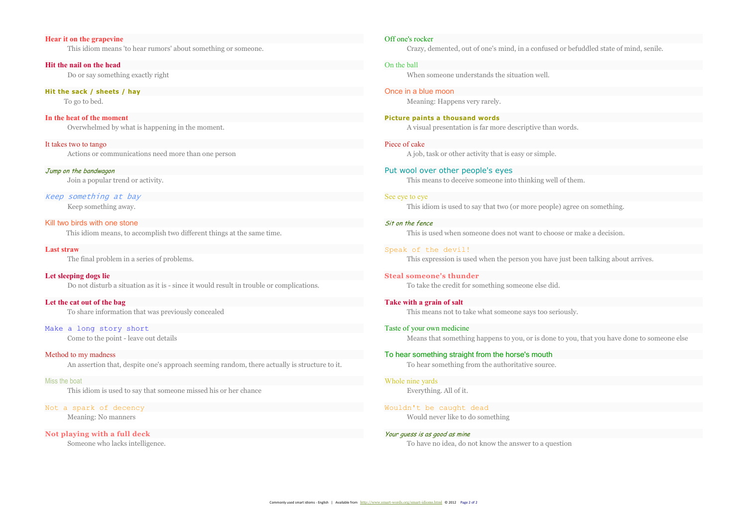**Hear it on the grapevine**

This idiom means 'to hear rumors' about something or someone.

**Hit the nail on the head**

Do or say something exactly right

**Hit the sack / sheets / hay**

To go to bed.

**In the heat of the moment**

Overwhelmed by what is happening in the moment.

It takes two to tango

Actions or communications need more than one person

*Jump on the bandwagon*

Join a popular trend or activity.

*Keep something at bay*

Keep something away.

Kill two birds with one stone

This idiom means, to accomplish two different things at the same time.

**Last straw**

The final problem in a series of problems.

**Let sleeping dogs lie**

Do not disturb a situation as it is - since it would result in trouble or complications.

**Let the cat out of the bag**

To share information that was previously concealed

Make a long story short

Come to the point - leave out details

Method to my madness

An assertion that, despite one's approach seeming random, there actually is structure to it.

Miss the boat

This idiom is used to say that someone missed his or her chance

Not a spark of decency

Meaning: No manners

**Not playing with a full deck**

Someone who lacks intelligence.

Off one's rocker

Crazy, demented, out of one's mind, in a confused or befuddled state of mind, senile.

On the ball

When someone understands the situation well.

Once in a blue moon

Meaning: Happens very rarely.

**Picture paints a thousand words**

A visual presentation is far more descriptive than words.

Piece of cake

A job, task or other activity that is easy or simple.

Put wool over other people's eyes

This means to deceive someone into thinking well of them.

See eye to eye

This idiom is used to say that two (or more people) agree on something.

*Sit on the fence*

This is used when someone does not want to choose or make a decision.

Speak of the devil!

This expression is used when the person you have just been talking about arrives.

**Steal someone's thunder**

To take the credit for something someone else did.

**Take with a grain of salt**

This means not to take what someone says too seriously.

Taste of your own medicine

Means that something happens to you, or is done to you, that you have done to someone else

To hear something straight from the horse's mouth

To hear something from the authoritative source.

Whole nine yards

Everything. All of it.

Wouldn't be caught dead

Would never like to do something

*Your guess is as good as mine*

To have no idea, do not know the answer to a question